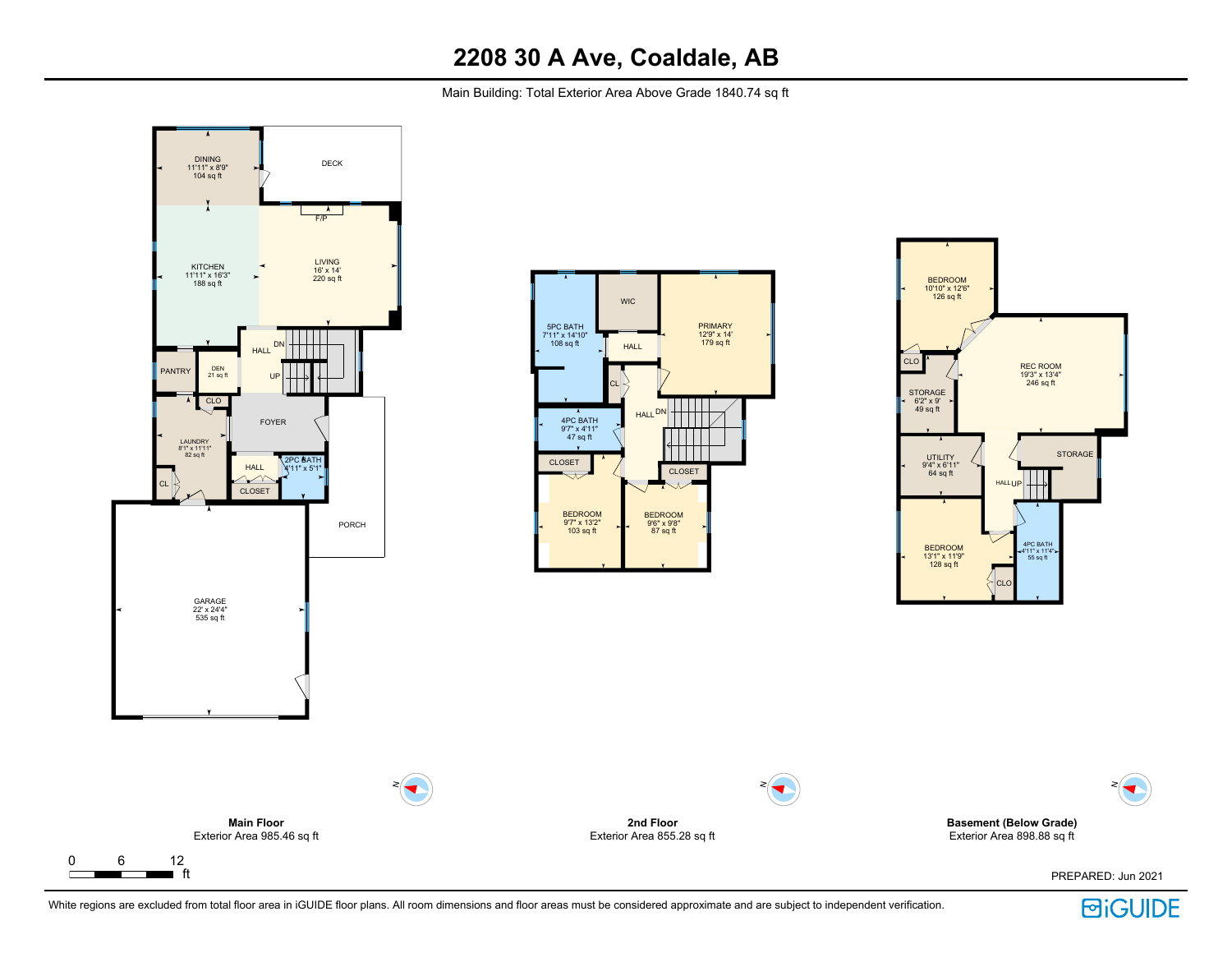# 2208 30 A Ave, Coaldale, AB

Main Building: Total Exterior Area Above Grade 1840.74 sq ft

## Main Floor

DINING
11'11" x 8'9"
104 sq ft

DECK

KITCHEN
11'11" x 16'3"
188 sq ft

F/P

LIVING
16' x 14'
220 sq ft

HALL

DN

UP

PANTRY

DEN
21 sq ft

CLO

FOYER

LAUNDRY
8'1" x 11'11"
82 sq ft

HALL

2PC BATH
4'11" x 5'1"

CL

CLOSET

PORCH

GARAGE
22' x 24'4"
535 sq ft

**Main Floor**
Exterior Area 985.46 sq ft

## 2nd Floor

5PC BATH
7'11" x 14'10"
108 sq ft

WIC

PRIMARY
12'9" x 14'
179 sq ft

HALL

CL

4PC BATH
9'7" x 4'11"
47 sq ft

HALL

DN

CLOSET

CLOSET

BEDROOM
9'7" x 13'2"
103 sq ft

BEDROOM
9'6" x 9'8"
87 sq ft

**2nd Floor**
Exterior Area 855.28 sq ft

## Basement (Below Grade)

BEDROOM
10'10" x 12'6"
126 sq ft

CLO

REC ROOM
19'3" x 13'4"
246 sq ft

STORAGE
6'2" x 9'
49 sq ft

UTILITY
9'4" x 6'11"
64 sq ft

STORAGE

HALL

UP

BEDROOM
13'1" x 11'9"
128 sq ft

4PC BATH
4'11" x 11'4"
55 sq ft

CLO

**Basement (Below Grade)**
Exterior Area 898.88 sq ft

0 6 12 ft

PREPARED: Jun 2021

White regions are excluded from total floor area in iGUIDE floor plans. All room dimensions and floor areas must be considered approximate and are subject to independent verification.

iGUIDE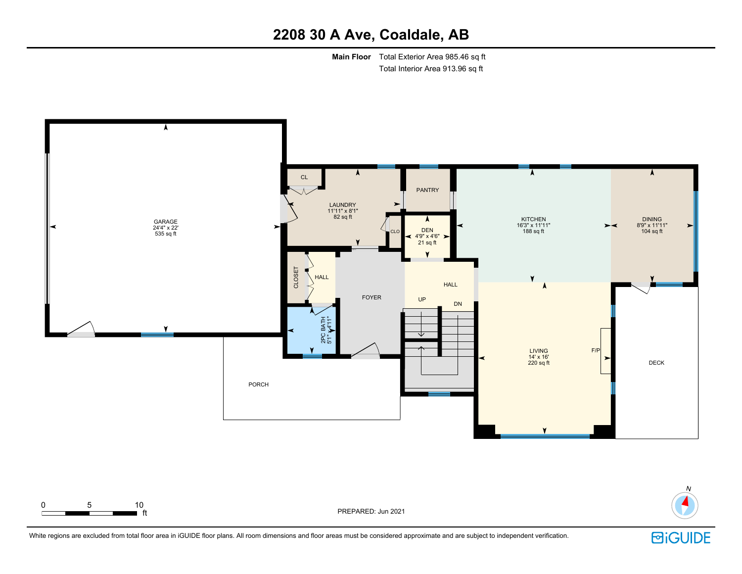# 2208 30 A Ave, Coaldale, AB

**Main Floor** Total Exterior Area 985.46 sq ft
Total Interior Area 913.96 sq ft

GARAGE
24'4" x 22'
535 sq ft

CL

LAUNDRY
11'11" x 8'1"
82 sq ft

PANTRY

CLO

DEN
4'9" x 4'6"
21 sq ft

KITCHEN
16'3" x 11'11"
188 sq ft

DINING
8'9" x 11'11"
104 sq ft

CLOSET

HALL

FOYER

HALL

UP

DN

2PC BATH
5'1" x 4'11"

LIVING
14' x 16'
220 sq ft

F/P

DECK

PORCH

0 5 10 ft

PREPARED: Jun 2021

N

White regions are excluded from total floor area in iGUIDE floor plans. All room dimensions and floor areas must be considered approximate and are subject to independent verification.

iGUIDE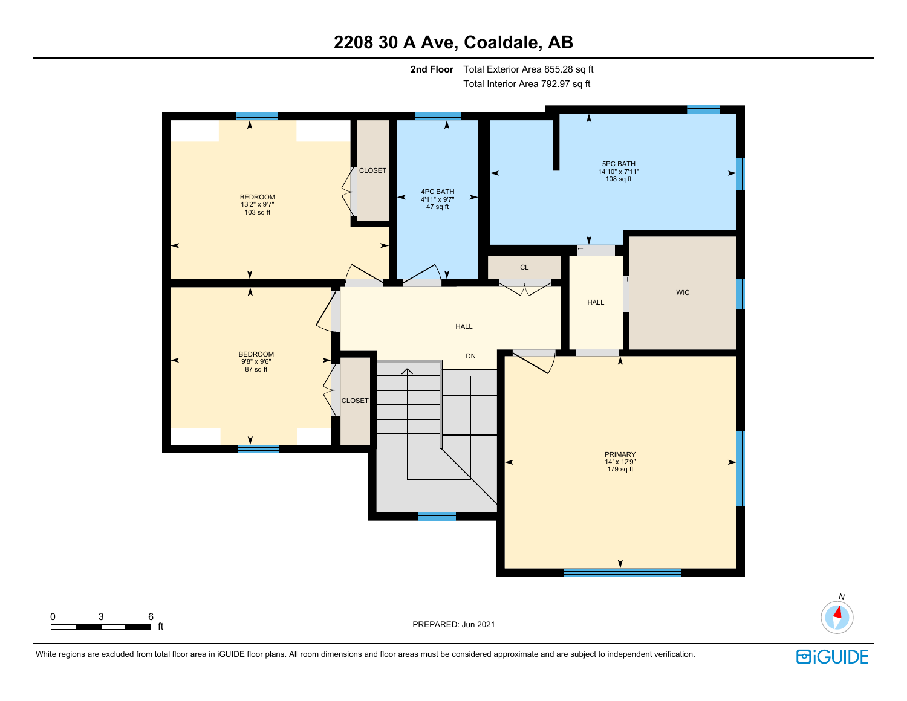# 2208 30 A Ave, Coaldale, AB

**2nd Floor** Total Exterior Area 855.28 sq ft
Total Interior Area 792.97 sq ft

BEDROOM
13'2" x 9'7"
103 sq ft

CLOSET

4PC BATH
4'11" x 9'7"
47 sq ft

5PC BATH
14'10" x 7'11"
108 sq ft

CL

HALL

WIC

HALL

DN

BEDROOM
9'8" x 9'6"
87 sq ft

CLOSET

PRIMARY
14' x 12'9"
179 sq ft

0 3 6 ft

PREPARED: Jun 2021

N

White regions are excluded from total floor area in iGUIDE floor plans. All room dimensions and floor areas must be considered approximate and are subject to independent verification.

iGUIDE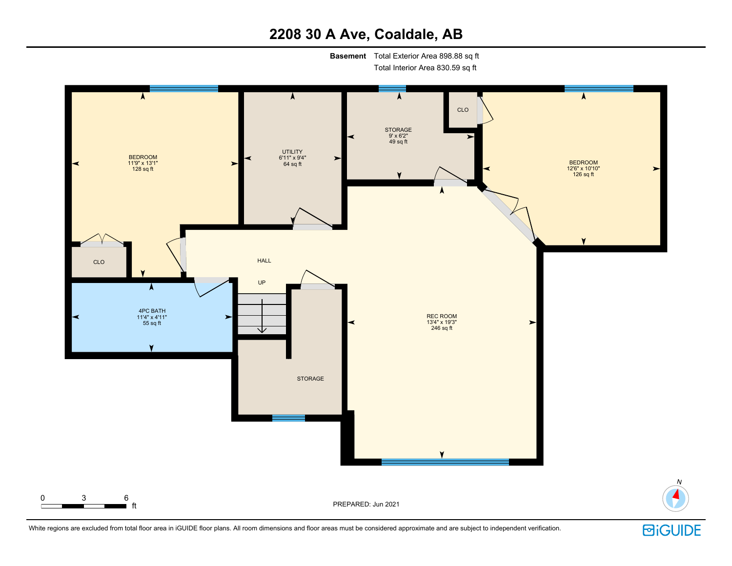# 2208 30 A Ave, Coaldale, AB

**Basement** Total Exterior Area 898.88 sq ft
Total Interior Area 830.59 sq ft

BEDROOM
11'9" x 13'1"
128 sq ft

UTILITY
6'11" x 9'4"
64 sq ft

STORAGE
9' x 6'2"
49 sq ft

CLO

BEDROOM
12'6" x 10'10"
126 sq ft

CLO

HALL

UP

4PC BATH
11'4" x 4'11"
55 sq ft

REC ROOM
13'4" x 19'3"
246 sq ft

STORAGE

0 3 6 ft

PREPARED: Jun 2021

N

White regions are excluded from total floor area in iGUIDE floor plans. All room dimensions and floor areas must be considered approximate and are subject to independent verification.

iGUIDE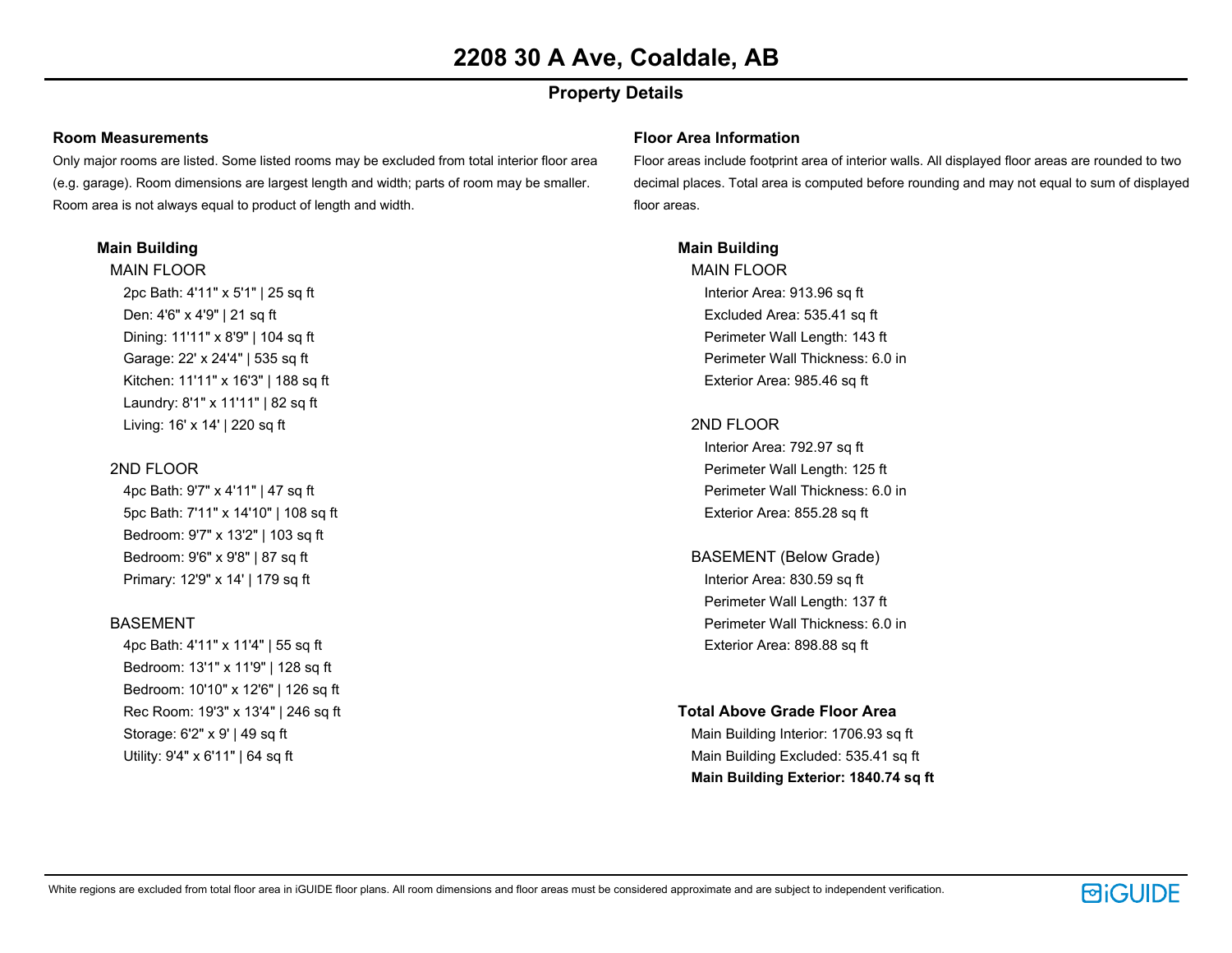# 2208 30 A Ave, Coaldale, AB

## Property Details

### Room Measurements

Only major rooms are listed. Some listed rooms may be excluded from total interior floor area (e.g. garage). Room dimensions are largest length and width; parts of room may be smaller. Room area is not always equal to product of length and width.

**Main Building**

MAIN FLOOR

- 2pc Bath: 4'11" x 5'1" | 25 sq ft
- Den: 4'6" x 4'9" | 21 sq ft
- Dining: 11'11" x 8'9" | 104 sq ft
- Garage: 22' x 24'4" | 535 sq ft
- Kitchen: 11'11" x 16'3" | 188 sq ft
- Laundry: 8'1" x 11'11" | 82 sq ft
- Living: 16' x 14' | 220 sq ft

2ND FLOOR

- 4pc Bath: 9'7" x 4'11" | 47 sq ft
- 5pc Bath: 7'11" x 14'10" | 108 sq ft
- Bedroom: 9'7" x 13'2" | 103 sq ft
- Bedroom: 9'6" x 9'8" | 87 sq ft
- Primary: 12'9" x 14' | 179 sq ft

BASEMENT

- 4pc Bath: 4'11" x 11'4" | 55 sq ft
- Bedroom: 13'1" x 11'9" | 128 sq ft
- Bedroom: 10'10" x 12'6" | 126 sq ft
- Rec Room: 19'3" x 13'4" | 246 sq ft
- Storage: 6'2" x 9' | 49 sq ft
- Utility: 9'4" x 6'11" | 64 sq ft

### Floor Area Information

Floor areas include footprint area of interior walls. All displayed floor areas are rounded to two decimal places. Total area is computed before rounding and may not equal to sum of displayed floor areas.

**Main Building**

MAIN FLOOR

- Interior Area: 913.96 sq ft
- Excluded Area: 535.41 sq ft
- Perimeter Wall Length: 143 ft
- Perimeter Wall Thickness: 6.0 in
- Exterior Area: 985.46 sq ft

2ND FLOOR

- Interior Area: 792.97 sq ft
- Perimeter Wall Length: 125 ft
- Perimeter Wall Thickness: 6.0 in
- Exterior Area: 855.28 sq ft

BASEMENT (Below Grade)

- Interior Area: 830.59 sq ft
- Perimeter Wall Length: 137 ft
- Perimeter Wall Thickness: 6.0 in
- Exterior Area: 898.88 sq ft

**Total Above Grade Floor Area**

- Main Building Interior: 1706.93 sq ft
- Main Building Excluded: 535.41 sq ft
- **Main Building Exterior: 1840.74 sq ft**

White regions are excluded from total floor area in iGUIDE floor plans. All room dimensions and floor areas must be considered approximate and are subject to independent verification.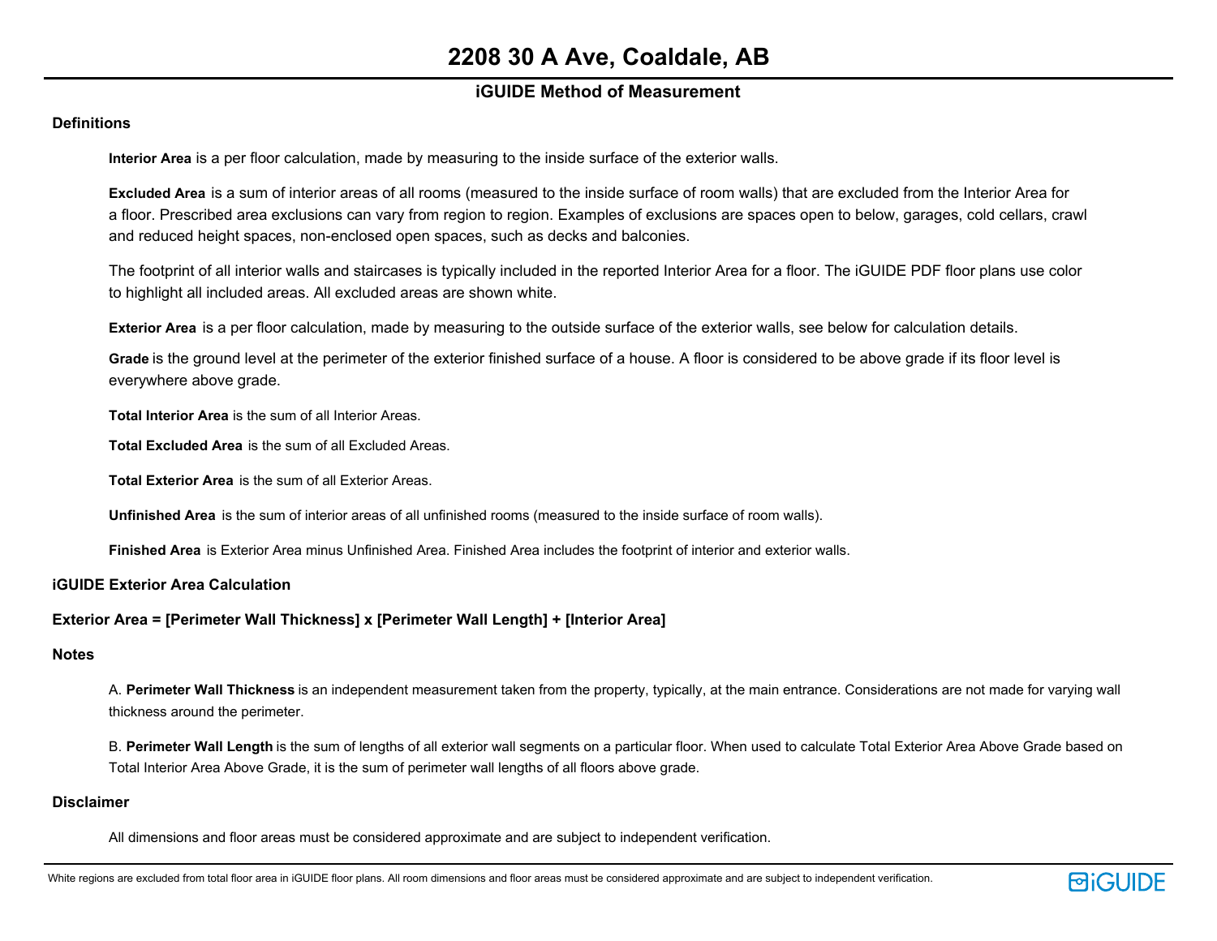# 2208 30 A Ave, Coaldale, AB

## iGUIDE Method of Measurement

### Definitions

**Interior Area** is a per floor calculation, made by measuring to the inside surface of the exterior walls.

**Excluded Area** is a sum of interior areas of all rooms (measured to the inside surface of room walls) that are excluded from the Interior Area for a floor. Prescribed area exclusions can vary from region to region. Examples of exclusions are spaces open to below, garages, cold cellars, crawl and reduced height spaces, non-enclosed open spaces, such as decks and balconies.

The footprint of all interior walls and staircases is typically included in the reported Interior Area for a floor. The iGUIDE PDF floor plans use color to highlight all included areas. All excluded areas are shown white.

**Exterior Area** is a per floor calculation, made by measuring to the outside surface of the exterior walls, see below for calculation details.

**Grade** is the ground level at the perimeter of the exterior finished surface of a house. A floor is considered to be above grade if its floor level is everywhere above grade.

**Total Interior Area** is the sum of all Interior Areas.

**Total Excluded Area** is the sum of all Excluded Areas.

**Total Exterior Area** is the sum of all Exterior Areas.

**Unfinished Area** is the sum of interior areas of all unfinished rooms (measured to the inside surface of room walls).

**Finished Area** is Exterior Area minus Unfinished Area. Finished Area includes the footprint of interior and exterior walls.

### iGUIDE Exterior Area Calculation

**Exterior Area = [Perimeter Wall Thickness] x [Perimeter Wall Length] + [Interior Area]**

### Notes

A. **Perimeter Wall Thickness** is an independent measurement taken from the property, typically, at the main entrance. Considerations are not made for varying wall thickness around the perimeter.

B. **Perimeter Wall Length** is the sum of lengths of all exterior wall segments on a particular floor. When used to calculate Total Exterior Area Above Grade based on Total Interior Area Above Grade, it is the sum of perimeter wall lengths of all floors above grade.

### Disclaimer

All dimensions and floor areas must be considered approximate and are subject to independent verification.